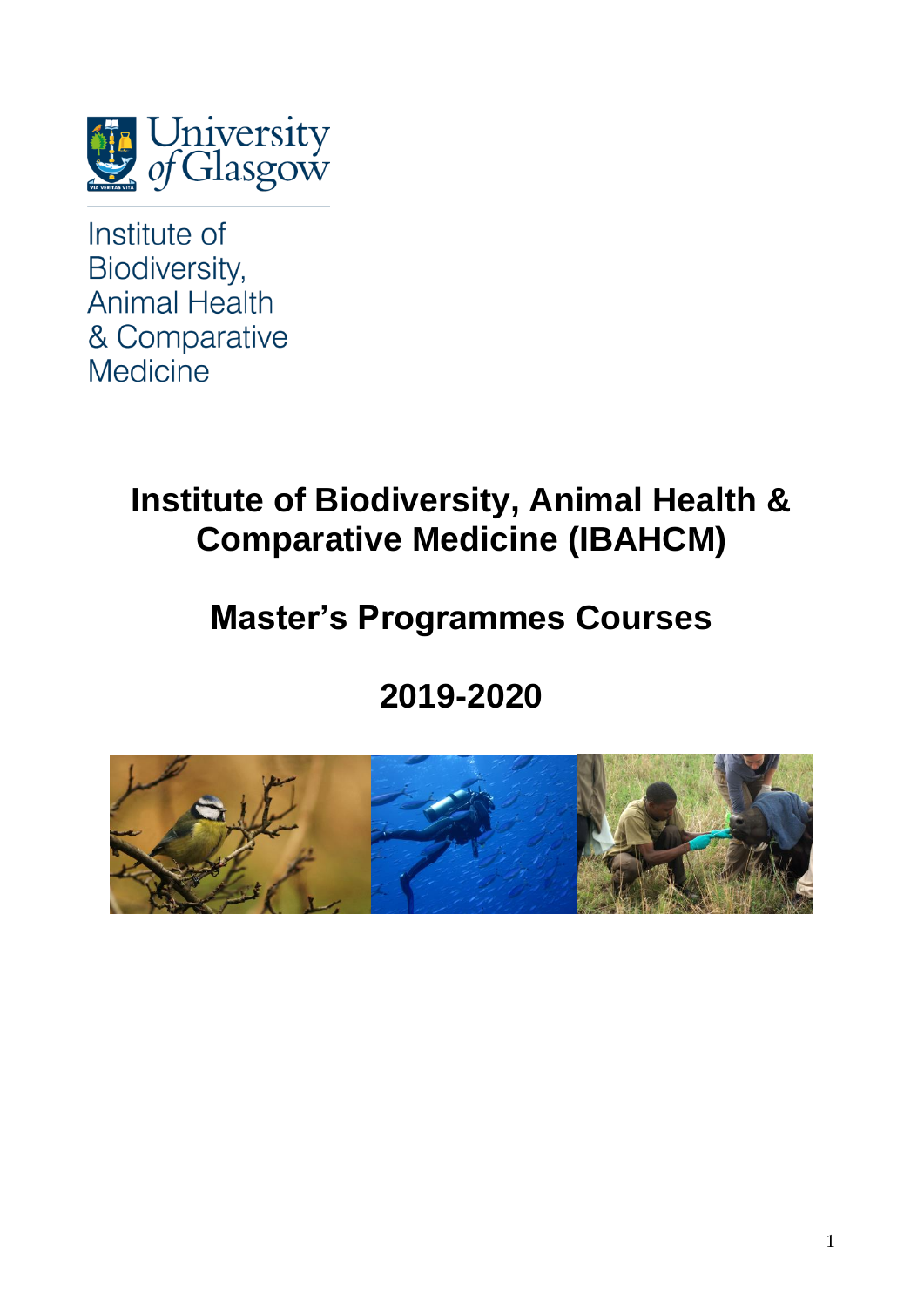University of Glasgow

Institute of Biodiversity, Animal Health & Comparative Medicine

# Institute of Biodiversity, Animal Health & Comparative Medicine (IBAHCM)

## Master's Programmes Courses

## 2019-2020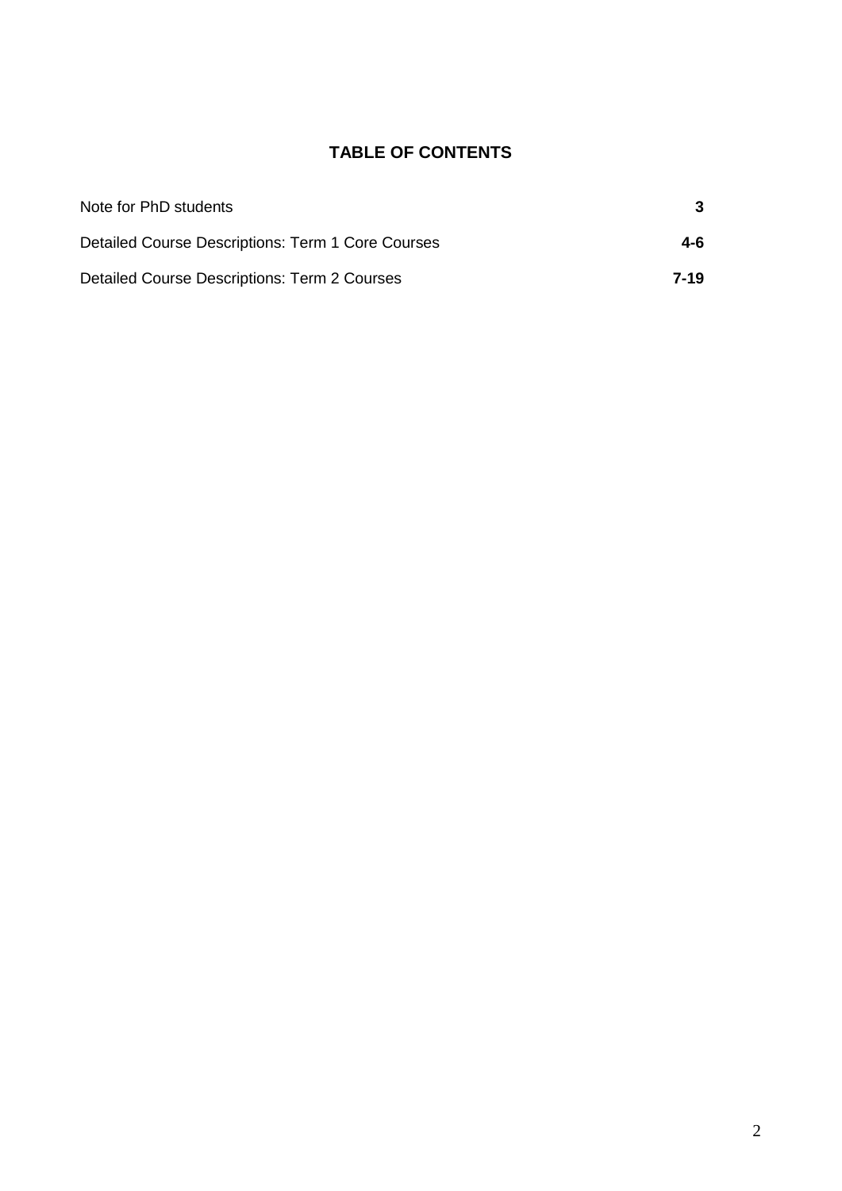## TABLE OF CONTENTS

| | |
|---|---|
| Note for PhD students | **3** |
| Detailed Course Descriptions: Term 1 Core Courses | **4-6** |
| Detailed Course Descriptions: Term 2 Courses | **7-19** |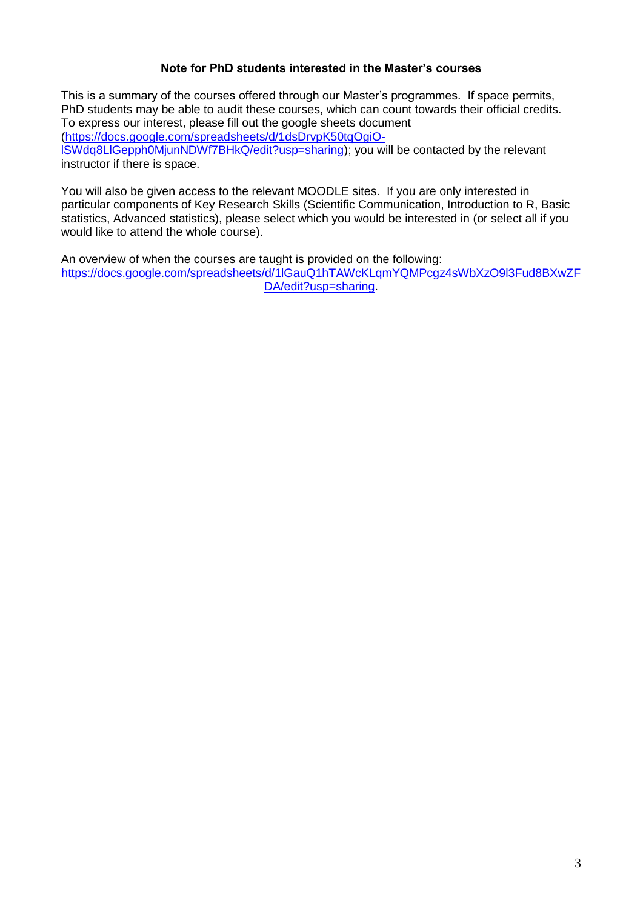**Note for PhD students interested in the Master's courses**

This is a summary of the courses offered through our Master's programmes. If space permits, PhD students may be able to audit these courses, which can count towards their official credits. To express our interest, please fill out the google sheets document (https://docs.google.com/spreadsheets/d/1dsDrvpK50tqOgiO-lSWdq8LlGepph0MjunNDWf7BHkQ/edit?usp=sharing); you will be contacted by the relevant instructor if there is space.

You will also be given access to the relevant MOODLE sites. If you are only interested in particular components of Key Research Skills (Scientific Communication, Introduction to R, Basic statistics, Advanced statistics), please select which you would be interested in (or select all if you would like to attend the whole course).

An overview of when the courses are taught is provided on the following: https://docs.google.com/spreadsheets/d/1lGauQ1hTAWcKLqmYQMPcgz4sWbXzO9l3Fud8BXwZFDA/edit?usp=sharing.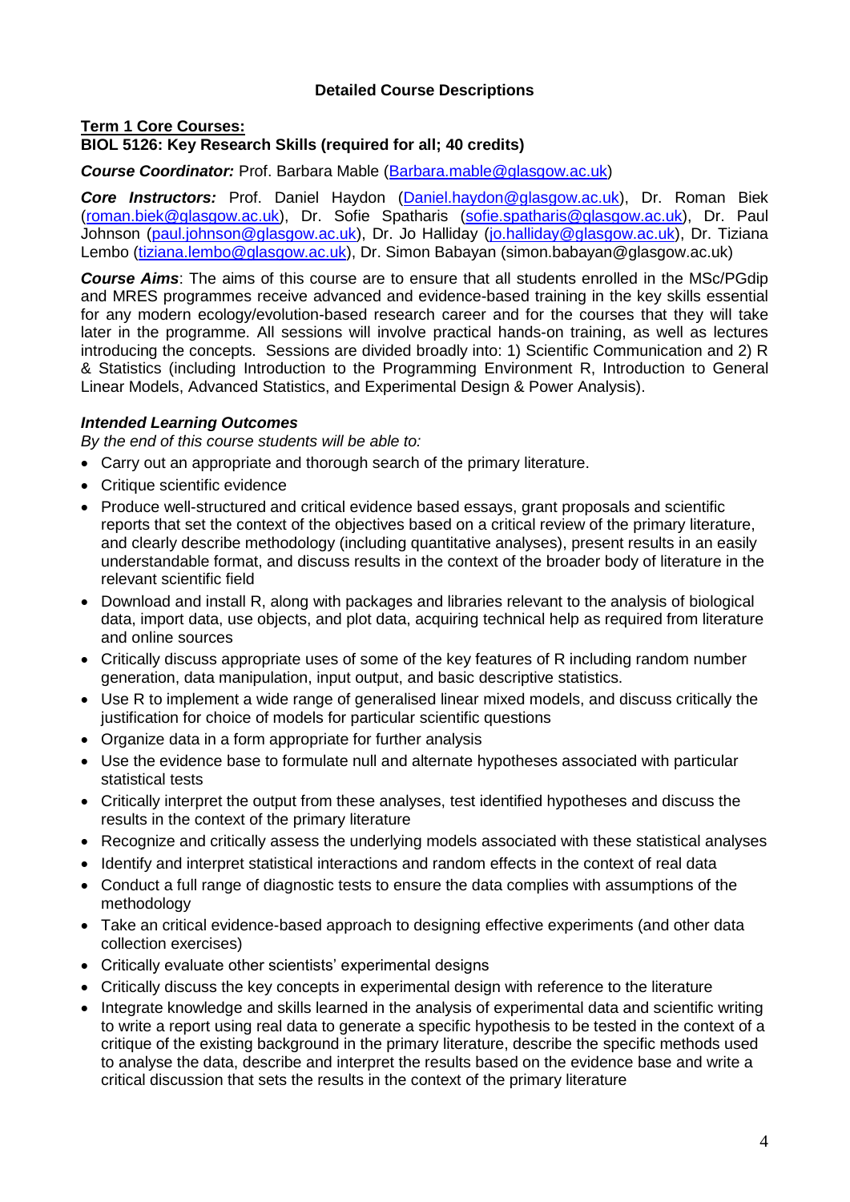## Detailed Course Descriptions

**Term 1 Core Courses:**

### BIOL 5126: Key Research Skills (required for all; 40 credits)

***Course Coordinator:*** Prof. Barbara Mable (Barbara.mable@glasgow.ac.uk)

***Core Instructors:*** Prof. Daniel Haydon (Daniel.haydon@glasgow.ac.uk), Dr. Roman Biek (roman.biek@glasgow.ac.uk), Dr. Sofie Spatharis (sofie.spatharis@glasgow.ac.uk), Dr. Paul Johnson (paul.johnson@glasgow.ac.uk), Dr. Jo Halliday (jo.halliday@glasgow.ac.uk), Dr. Tiziana Lembo (tiziana.lembo@glasgow.ac.uk), Dr. Simon Babayan (simon.babayan@glasgow.ac.uk)

***Course Aims***: The aims of this course are to ensure that all students enrolled in the MSc/PGdip and MRES programmes receive advanced and evidence-based training in the key skills essential for any modern ecology/evolution-based research career and for the courses that they will take later in the programme. All sessions will involve practical hands-on training, as well as lectures introducing the concepts. Sessions are divided broadly into: 1) Scientific Communication and 2) R & Statistics (including Introduction to the Programming Environment R, Introduction to General Linear Models, Advanced Statistics, and Experimental Design & Power Analysis).

***Intended Learning Outcomes***

*By the end of this course students will be able to:*

- Carry out an appropriate and thorough search of the primary literature.
- Critique scientific evidence
- Produce well-structured and critical evidence based essays, grant proposals and scientific reports that set the context of the objectives based on a critical review of the primary literature, and clearly describe methodology (including quantitative analyses), present results in an easily understandable format, and discuss results in the context of the broader body of literature in the relevant scientific field
- Download and install R, along with packages and libraries relevant to the analysis of biological data, import data, use objects, and plot data, acquiring technical help as required from literature and online sources
- Critically discuss appropriate uses of some of the key features of R including random number generation, data manipulation, input output, and basic descriptive statistics.
- Use R to implement a wide range of generalised linear mixed models, and discuss critically the justification for choice of models for particular scientific questions
- Organize data in a form appropriate for further analysis
- Use the evidence base to formulate null and alternate hypotheses associated with particular statistical tests
- Critically interpret the output from these analyses, test identified hypotheses and discuss the results in the context of the primary literature
- Recognize and critically assess the underlying models associated with these statistical analyses
- Identify and interpret statistical interactions and random effects in the context of real data
- Conduct a full range of diagnostic tests to ensure the data complies with assumptions of the methodology
- Take an critical evidence-based approach to designing effective experiments (and other data collection exercises)
- Critically evaluate other scientists' experimental designs
- Critically discuss the key concepts in experimental design with reference to the literature
- Integrate knowledge and skills learned in the analysis of experimental data and scientific writing to write a report using real data to generate a specific hypothesis to be tested in the context of a critique of the existing background in the primary literature, describe the specific methods used to analyse the data, describe and interpret the results based on the evidence base and write a critical discussion that sets the results in the context of the primary literature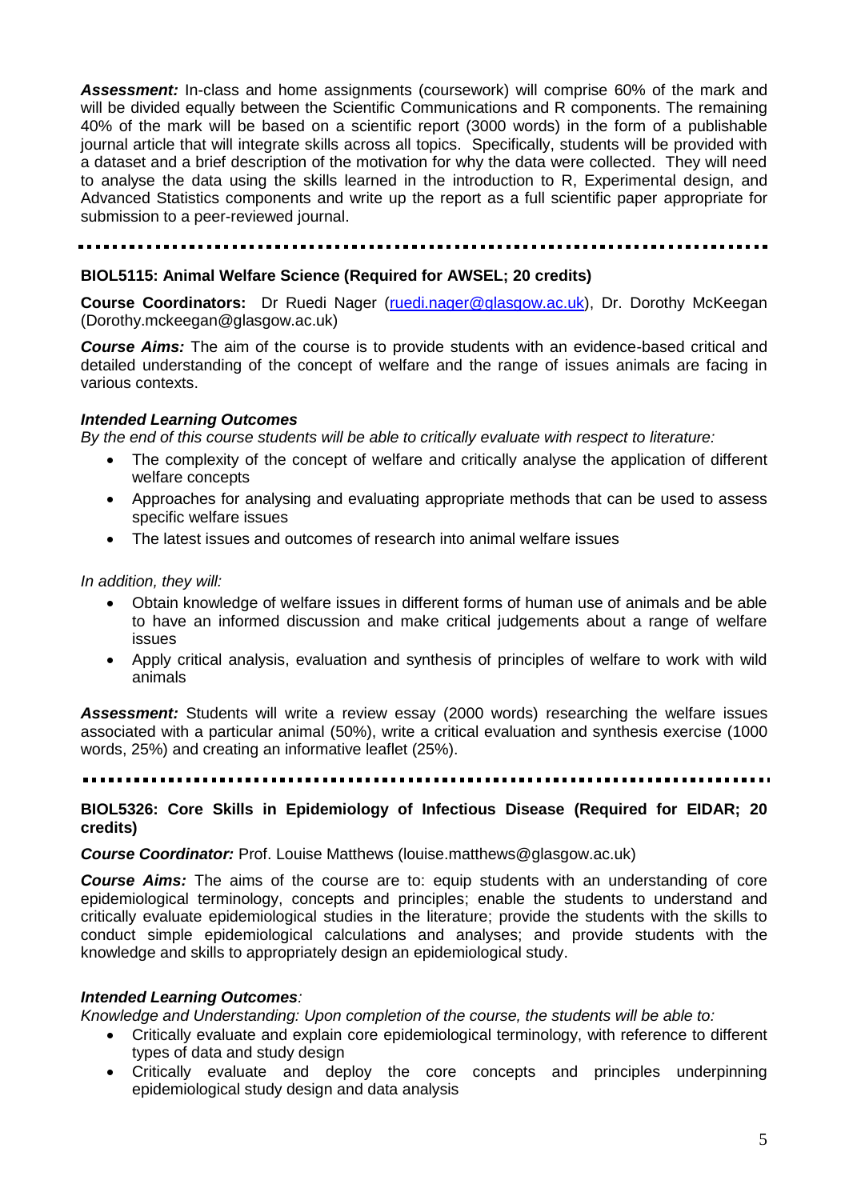***Assessment:*** In-class and home assignments (coursework) will comprise 60% of the mark and will be divided equally between the Scientific Communications and R components. The remaining 40% of the mark will be based on a scientific report (3000 words) in the form of a publishable journal article that will integrate skills across all topics. Specifically, students will be provided with a dataset and a brief description of the motivation for why the data were collected. They will need to analyse the data using the skills learned in the introduction to R, Experimental design, and Advanced Statistics components and write up the report as a full scientific paper appropriate for submission to a peer-reviewed journal.

---

**BIOL5115: Animal Welfare Science (Required for AWSEL; 20 credits)**

**Course Coordinators:** Dr Ruedi Nager (ruedi.nager@glasgow.ac.uk), Dr. Dorothy McKeegan (Dorothy.mckeegan@glasgow.ac.uk)

***Course Aims:*** The aim of the course is to provide students with an evidence-based critical and detailed understanding of the concept of welfare and the range of issues animals are facing in various contexts.

***Intended Learning Outcomes***

*By the end of this course students will be able to critically evaluate with respect to literature:*

- The complexity of the concept of welfare and critically analyse the application of different welfare concepts
- Approaches for analysing and evaluating appropriate methods that can be used to assess specific welfare issues
- The latest issues and outcomes of research into animal welfare issues

*In addition, they will:*

- Obtain knowledge of welfare issues in different forms of human use of animals and be able to have an informed discussion and make critical judgements about a range of welfare issues
- Apply critical analysis, evaluation and synthesis of principles of welfare to work with wild animals

***Assessment:*** Students will write a review essay (2000 words) researching the welfare issues associated with a particular animal (50%), write a critical evaluation and synthesis exercise (1000 words, 25%) and creating an informative leaflet (25%).

---

**BIOL5326: Core Skills in Epidemiology of Infectious Disease (Required for EIDAR; 20 credits)**

***Course Coordinator:*** Prof. Louise Matthews (louise.matthews@glasgow.ac.uk)

***Course Aims:*** The aims of the course are to: equip students with an understanding of core epidemiological terminology, concepts and principles; enable the students to understand and critically evaluate epidemiological studies in the literature; provide the students with the skills to conduct simple epidemiological calculations and analyses; and provide students with the knowledge and skills to appropriately design an epidemiological study.

***Intended Learning Outcomes****:*

*Knowledge and Understanding: Upon completion of the course, the students will be able to:*

- Critically evaluate and explain core epidemiological terminology, with reference to different types of data and study design
- Critically evaluate and deploy the core concepts and principles underpinning epidemiological study design and data analysis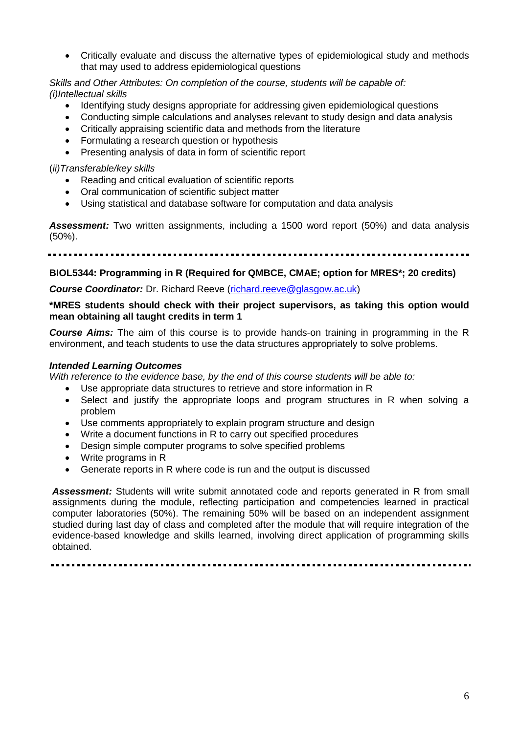- Critically evaluate and discuss the alternative types of epidemiological study and methods that may used to address epidemiological questions

*Skills and Other Attributes: On completion of the course, students will be capable of:*
*(i)Intellectual skills*

- Identifying study designs appropriate for addressing given epidemiological questions
- Conducting simple calculations and analyses relevant to study design and data analysis
- Critically appraising scientific data and methods from the literature
- Formulating a research question or hypothesis
- Presenting analysis of data in form of scientific report

(*ii)Transferable/key skills*

- Reading and critical evaluation of scientific reports
- Oral communication of scientific subject matter
- Using statistical and database software for computation and data analysis

***Assessment:*** Two written assignments, including a 1500 word report (50%) and data analysis (50%).

---

**BIOL5344: Programming in R (Required for QMBCE, CMAE; option for MRES*; 20 credits)**

***Course Coordinator:*** Dr. Richard Reeve (richard.reeve@glasgow.ac.uk)

**\*MRES students should check with their project supervisors, as taking this option would mean obtaining all taught credits in term 1**

***Course Aims:*** The aim of this course is to provide hands-on training in programming in the R environment, and teach students to use the data structures appropriately to solve problems.

***Intended Learning Outcomes***

*With reference to the evidence base, by the end of this course students will be able to:*

- Use appropriate data structures to retrieve and store information in R
- Select and justify the appropriate loops and program structures in R when solving a problem
- Use comments appropriately to explain program structure and design
- Write a document functions in R to carry out specified procedures
- Design simple computer programs to solve specified problems
- Write programs in R
- Generate reports in R where code is run and the output is discussed

***Assessment:*** Students will write submit annotated code and reports generated in R from small assignments during the module, reflecting participation and competencies learned in practical computer laboratories (50%). The remaining 50% will be based on an independent assignment studied during last day of class and completed after the module that will require integration of the evidence-based knowledge and skills learned, involving direct application of programming skills obtained.

---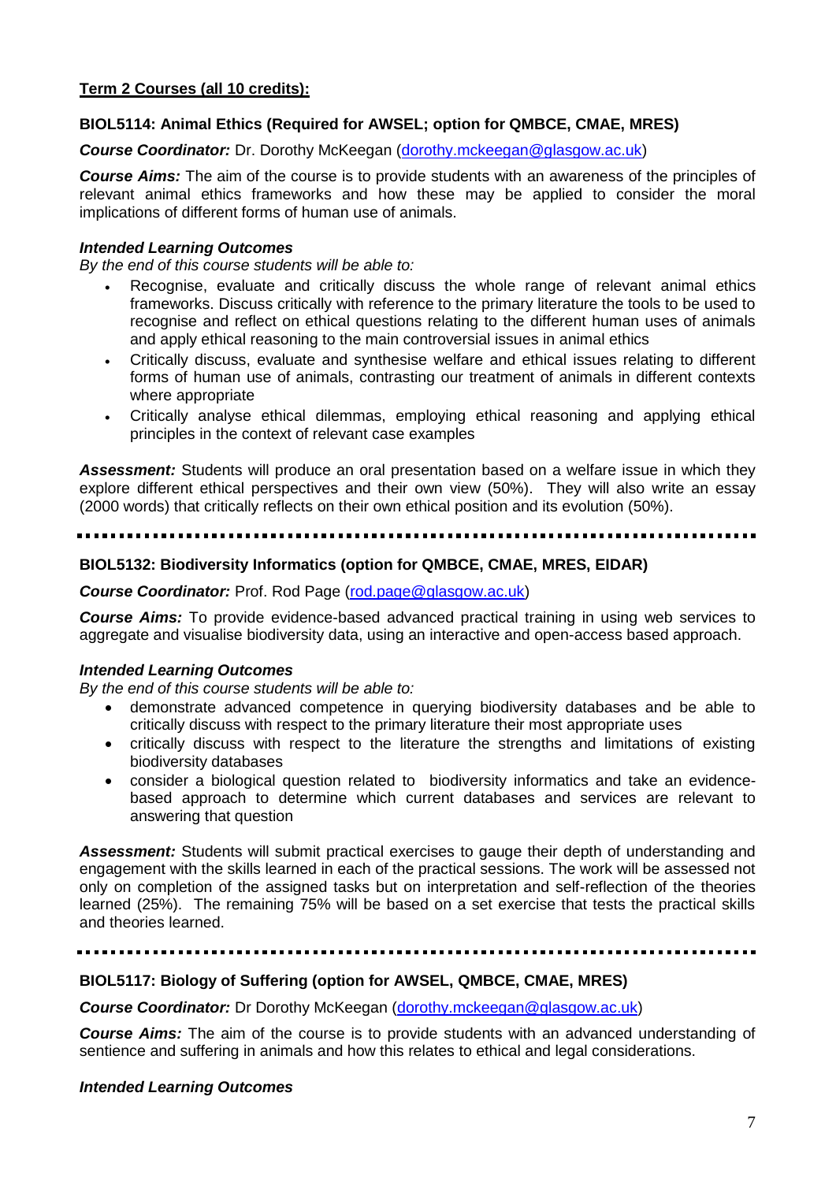## Term 2 Courses (all 10 credits):

### BIOL5114: Animal Ethics (Required for AWSEL; option for QMBCE, CMAE, MRES)

***Course Coordinator:*** Dr. Dorothy McKeegan (dorothy.mckeegan@glasgow.ac.uk)

***Course Aims:*** The aim of the course is to provide students with an awareness of the principles of relevant animal ethics frameworks and how these may be applied to consider the moral implications of different forms of human use of animals.

***Intended Learning Outcomes***

*By the end of this course students will be able to:*

- Recognise, evaluate and critically discuss the whole range of relevant animal ethics frameworks. Discuss critically with reference to the primary literature the tools to be used to recognise and reflect on ethical questions relating to the different human uses of animals and apply ethical reasoning to the main controversial issues in animal ethics
- Critically discuss, evaluate and synthesise welfare and ethical issues relating to different forms of human use of animals, contrasting our treatment of animals in different contexts where appropriate
- Critically analyse ethical dilemmas, employing ethical reasoning and applying ethical principles in the context of relevant case examples

***Assessment:*** Students will produce an oral presentation based on a welfare issue in which they explore different ethical perspectives and their own view (50%). They will also write an essay (2000 words) that critically reflects on their own ethical position and its evolution (50%).

---

### BIOL5132: Biodiversity Informatics (option for QMBCE, CMAE, MRES, EIDAR)

***Course Coordinator:*** Prof. Rod Page (rod.page@glasgow.ac.uk)

***Course Aims:*** To provide evidence-based advanced practical training in using web services to aggregate and visualise biodiversity data, using an interactive and open-access based approach.

***Intended Learning Outcomes***

*By the end of this course students will be able to:*

- demonstrate advanced competence in querying biodiversity databases and be able to critically discuss with respect to the primary literature their most appropriate uses
- critically discuss with respect to the literature the strengths and limitations of existing biodiversity databases
- consider a biological question related to biodiversity informatics and take an evidence-based approach to determine which current databases and services are relevant to answering that question

***Assessment:*** Students will submit practical exercises to gauge their depth of understanding and engagement with the skills learned in each of the practical sessions. The work will be assessed not only on completion of the assigned tasks but on interpretation and self-reflection of the theories learned (25%). The remaining 75% will be based on a set exercise that tests the practical skills and theories learned.

---

### BIOL5117: Biology of Suffering (option for AWSEL, QMBCE, CMAE, MRES)

***Course Coordinator:*** Dr Dorothy McKeegan (dorothy.mckeegan@glasgow.ac.uk)

***Course Aims:*** The aim of the course is to provide students with an advanced understanding of sentience and suffering in animals and how this relates to ethical and legal considerations.

***Intended Learning Outcomes***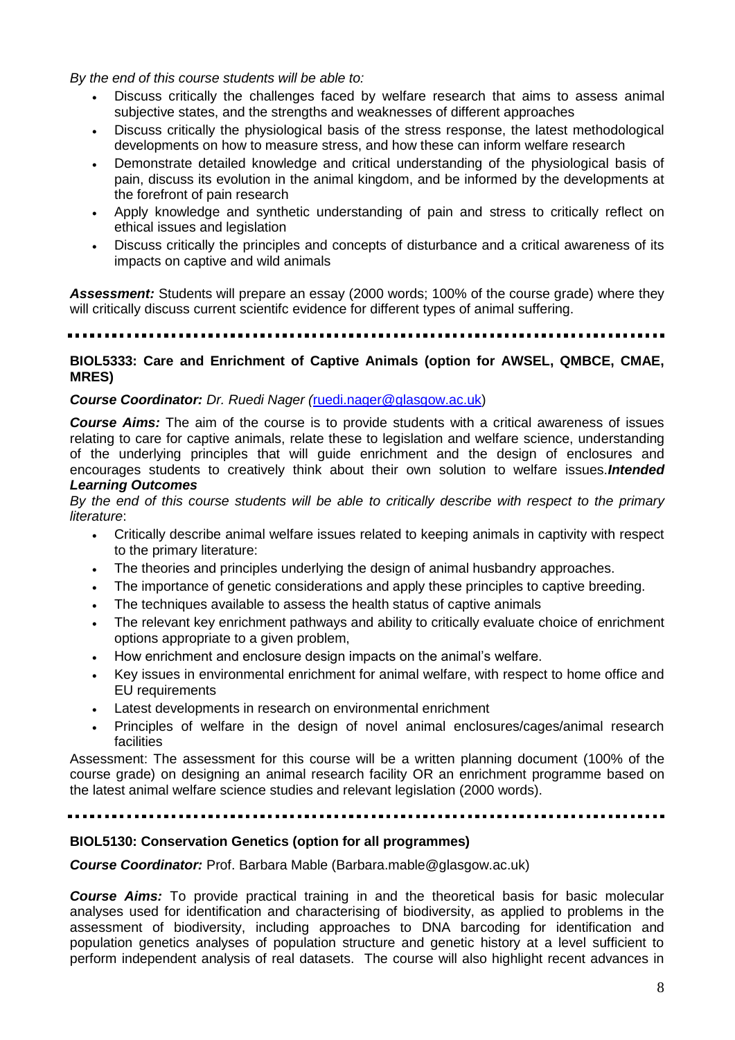*By the end of this course students will be able to:*

- Discuss critically the challenges faced by welfare research that aims to assess animal subjective states, and the strengths and weaknesses of different approaches
- Discuss critically the physiological basis of the stress response, the latest methodological developments on how to measure stress, and how these can inform welfare research
- Demonstrate detailed knowledge and critical understanding of the physiological basis of pain, discuss its evolution in the animal kingdom, and be informed by the developments at the forefront of pain research
- Apply knowledge and synthetic understanding of pain and stress to critically reflect on ethical issues and legislation
- Discuss critically the principles and concepts of disturbance and a critical awareness of its impacts on captive and wild animals

***Assessment:*** Students will prepare an essay (2000 words; 100% of the course grade) where they will critically discuss current scientifc evidence for different types of animal suffering.

---

**BIOL5333: Care and Enrichment of Captive Animals (option for AWSEL, QMBCE, CMAE, MRES)**

***Course Coordinator:*** *Dr. Ruedi Nager (*ruedi.nager@glasgow.ac.uk)

***Course Aims:*** The aim of the course is to provide students with a critical awareness of issues relating to care for captive animals, relate these to legislation and welfare science, understanding of the underlying principles that will guide enrichment and the design of enclosures and encourages students to creatively think about their own solution to welfare issues.***Intended Learning Outcomes***

*By the end of this course students will be able to critically describe with respect to the primary literature*:

- Critically describe animal welfare issues related to keeping animals in captivity with respect to the primary literature:
- The theories and principles underlying the design of animal husbandry approaches.
- The importance of genetic considerations and apply these principles to captive breeding.
- The techniques available to assess the health status of captive animals
- The relevant key enrichment pathways and ability to critically evaluate choice of enrichment options appropriate to a given problem,
- How enrichment and enclosure design impacts on the animal's welfare.
- Key issues in environmental enrichment for animal welfare, with respect to home office and EU requirements
- Latest developments in research on environmental enrichment
- Principles of welfare in the design of novel animal enclosures/cages/animal research facilities

Assessment: The assessment for this course will be a written planning document (100% of the course grade) on designing an animal research facility OR an enrichment programme based on the latest animal welfare science studies and relevant legislation (2000 words).

---

**BIOL5130: Conservation Genetics (option for all programmes)**

***Course Coordinator:*** Prof. Barbara Mable (Barbara.mable@glasgow.ac.uk)

***Course Aims:*** To provide practical training in and the theoretical basis for basic molecular analyses used for identification and characterising of biodiversity, as applied to problems in the assessment of biodiversity, including approaches to DNA barcoding for identification and population genetics analyses of population structure and genetic history at a level sufficient to perform independent analysis of real datasets. The course will also highlight recent advances in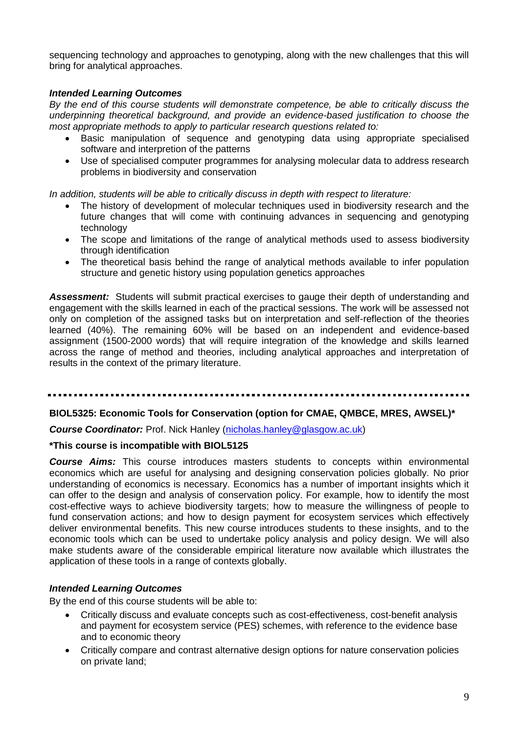sequencing technology and approaches to genotyping, along with the new challenges that this will bring for analytical approaches.

***Intended Learning Outcomes***

*By the end of this course students will demonstrate competence, be able to critically discuss the underpinning theoretical background, and provide an evidence-based justification to choose the most appropriate methods to apply to particular research questions related to:*

- Basic manipulation of sequence and genotyping data using appropriate specialised software and interpretion of the patterns
- Use of specialised computer programmes for analysing molecular data to address research problems in biodiversity and conservation

*In addition, students will be able to critically discuss in depth with respect to literature:*

- The history of development of molecular techniques used in biodiversity research and the future changes that will come with continuing advances in sequencing and genotyping technology
- The scope and limitations of the range of analytical methods used to assess biodiversity through identification
- The theoretical basis behind the range of analytical methods available to infer population structure and genetic history using population genetics approaches

***Assessment:*** Students will submit practical exercises to gauge their depth of understanding and engagement with the skills learned in each of the practical sessions. The work will be assessed not only on completion of the assigned tasks but on interpretation and self-reflection of the theories learned (40%). The remaining 60% will be based on an independent and evidence-based assignment (1500-2000 words) that will require integration of the knowledge and skills learned across the range of method and theories, including analytical approaches and interpretation of results in the context of the primary literature.

---

**BIOL5325: Economic Tools for Conservation (option for CMAE, QMBCE, MRES, AWSEL)***

***Course Coordinator:*** Prof. Nick Hanley (nicholas.hanley@glasgow.ac.uk)

**\*This course is incompatible with BIOL5125**

***Course Aims:*** This course introduces masters students to concepts within environmental economics which are useful for analysing and designing conservation policies globally. No prior understanding of economics is necessary. Economics has a number of important insights which it can offer to the design and analysis of conservation policy. For example, how to identify the most cost-effective ways to achieve biodiversity targets; how to measure the willingness of people to fund conservation actions; and how to design payment for ecosystem services which effectively deliver environmental benefits. This new course introduces students to these insights, and to the economic tools which can be used to undertake policy analysis and policy design. We will also make students aware of the considerable empirical literature now available which illustrates the application of these tools in a range of contexts globally.

***Intended Learning Outcomes***

By the end of this course students will be able to:

- Critically discuss and evaluate concepts such as cost-effectiveness, cost-benefit analysis and payment for ecosystem service (PES) schemes, with reference to the evidence base and to economic theory
- Critically compare and contrast alternative design options for nature conservation policies on private land;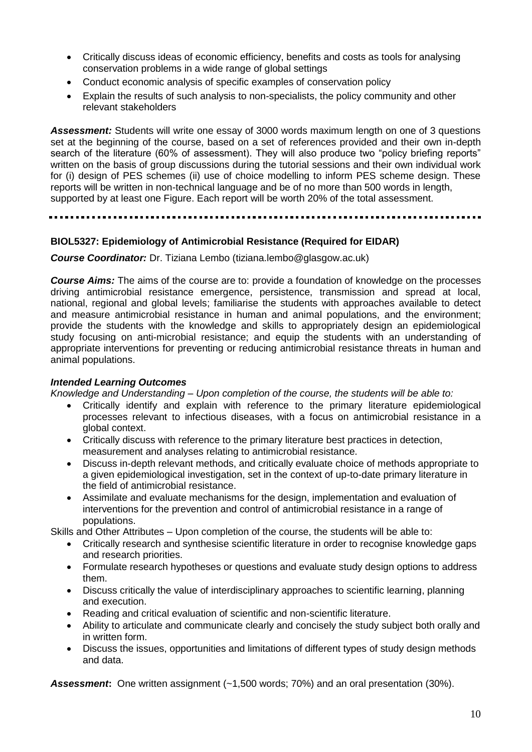- Critically discuss ideas of economic efficiency, benefits and costs as tools for analysing conservation problems in a wide range of global settings
- Conduct economic analysis of specific examples of conservation policy
- Explain the results of such analysis to non-specialists, the policy community and other relevant stakeholders

***Assessment:*** Students will write one essay of 3000 words maximum length on one of 3 questions set at the beginning of the course, based on a set of references provided and their own in-depth search of the literature (60% of assessment). They will also produce two "policy briefing reports" written on the basis of group discussions during the tutorial sessions and their own individual work for (i) design of PES schemes (ii) use of choice modelling to inform PES scheme design. These reports will be written in non-technical language and be of no more than 500 words in length, supported by at least one Figure. Each report will be worth 20% of the total assessment.

---

**BIOL5327: Epidemiology of Antimicrobial Resistance (Required for EIDAR)**

***Course Coordinator:*** Dr. Tiziana Lembo (tiziana.lembo@glasgow.ac.uk)

***Course Aims:*** The aims of the course are to: provide a foundation of knowledge on the processes driving antimicrobial resistance emergence, persistence, transmission and spread at local, national, regional and global levels; familiarise the students with approaches available to detect and measure antimicrobial resistance in human and animal populations, and the environment; provide the students with the knowledge and skills to appropriately design an epidemiological study focusing on anti-microbial resistance; and equip the students with an understanding of appropriate interventions for preventing or reducing antimicrobial resistance threats in human and animal populations.

***Intended Learning Outcomes***

*Knowledge and Understanding – Upon completion of the course, the students will be able to:*

- Critically identify and explain with reference to the primary literature epidemiological processes relevant to infectious diseases, with a focus on antimicrobial resistance in a global context.
- Critically discuss with reference to the primary literature best practices in detection, measurement and analyses relating to antimicrobial resistance.
- Discuss in-depth relevant methods, and critically evaluate choice of methods appropriate to a given epidemiological investigation, set in the context of up-to-date primary literature in the field of antimicrobial resistance.
- Assimilate and evaluate mechanisms for the design, implementation and evaluation of interventions for the prevention and control of antimicrobial resistance in a range of populations.

Skills and Other Attributes – Upon completion of the course, the students will be able to:

- Critically research and synthesise scientific literature in order to recognise knowledge gaps and research priorities.
- Formulate research hypotheses or questions and evaluate study design options to address them.
- Discuss critically the value of interdisciplinary approaches to scientific learning, planning and execution.
- Reading and critical evaluation of scientific and non-scientific literature.
- Ability to articulate and communicate clearly and concisely the study subject both orally and in written form.
- Discuss the issues, opportunities and limitations of different types of study design methods and data.

***Assessment*:** One written assignment (~1,500 words; 70%) and an oral presentation (30%).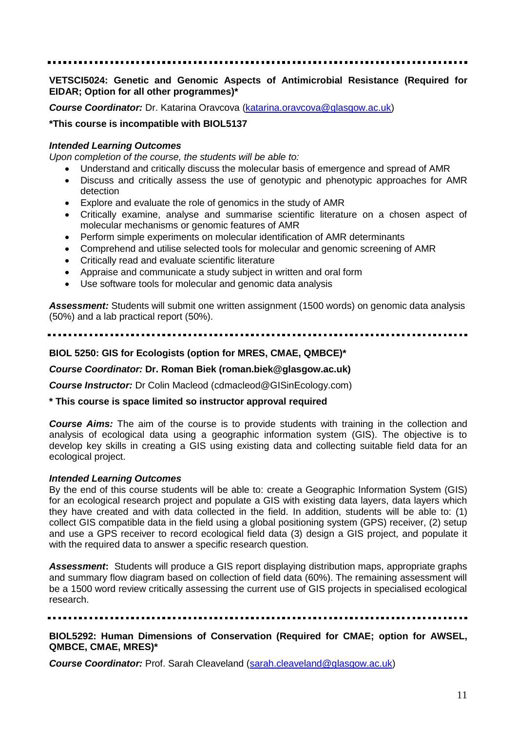---

**VETSCI5024: Genetic and Genomic Aspects of Antimicrobial Resistance (Required for EIDAR; Option for all other programmes)***

***Course Coordinator:*** Dr. Katarina Oravcova ([katarina.oravcova@glasgow.ac.uk](mailto:katarina.oravcova@glasgow.ac.uk))

***This course is incompatible with BIOL5137**

***Intended Learning Outcomes***

*Upon completion of the course, the students will be able to:*

- Understand and critically discuss the molecular basis of emergence and spread of AMR
- Discuss and critically assess the use of genotypic and phenotypic approaches for AMR detection
- Explore and evaluate the role of genomics in the study of AMR
- Critically examine, analyse and summarise scientific literature on a chosen aspect of molecular mechanisms or genomic features of AMR
- Perform simple experiments on molecular identification of AMR determinants
- Comprehend and utilise selected tools for molecular and genomic screening of AMR
- Critically read and evaluate scientific literature
- Appraise and communicate a study subject in written and oral form
- Use software tools for molecular and genomic data analysis

***Assessment:*** Students will submit one written assignment (1500 words) on genomic data analysis (50%) and a lab practical report (50%).

---

**BIOL 5250: GIS for Ecologists (option for MRES, CMAE, QMBCE)***

***Course Coordinator:*** **Dr. Roman Biek (roman.biek@glasgow.ac.uk)**

***Course Instructor:*** Dr Colin Macleod (cdmacleod@GISinEcology.com)

*** This course is space limited so instructor approval required**

***Course Aims:*** The aim of the course is to provide students with training in the collection and analysis of ecological data using a geographic information system (GIS). The objective is to develop key skills in creating a GIS using existing data and collecting suitable field data for an ecological project.

***Intended Learning Outcomes***

By the end of this course students will be able to: create a Geographic Information System (GIS) for an ecological research project and populate a GIS with existing data layers, data layers which they have created and with data collected in the field. In addition, students will be able to: (1) collect GIS compatible data in the field using a global positioning system (GPS) receiver, (2) setup and use a GPS receiver to record ecological field data (3) design a GIS project, and populate it with the required data to answer a specific research question.

***Assessment*:** Students will produce a GIS report displaying distribution maps, appropriate graphs and summary flow diagram based on collection of field data (60%). The remaining assessment will be a 1500 word review critically assessing the current use of GIS projects in specialised ecological research.

---

**BIOL5292: Human Dimensions of Conservation (Required for CMAE; option for AWSEL, QMBCE, CMAE, MRES)***

***Course Coordinator:*** Prof. Sarah Cleaveland ([sarah.cleaveland@glasgow.ac.uk](mailto:sarah.cleaveland@glasgow.ac.uk))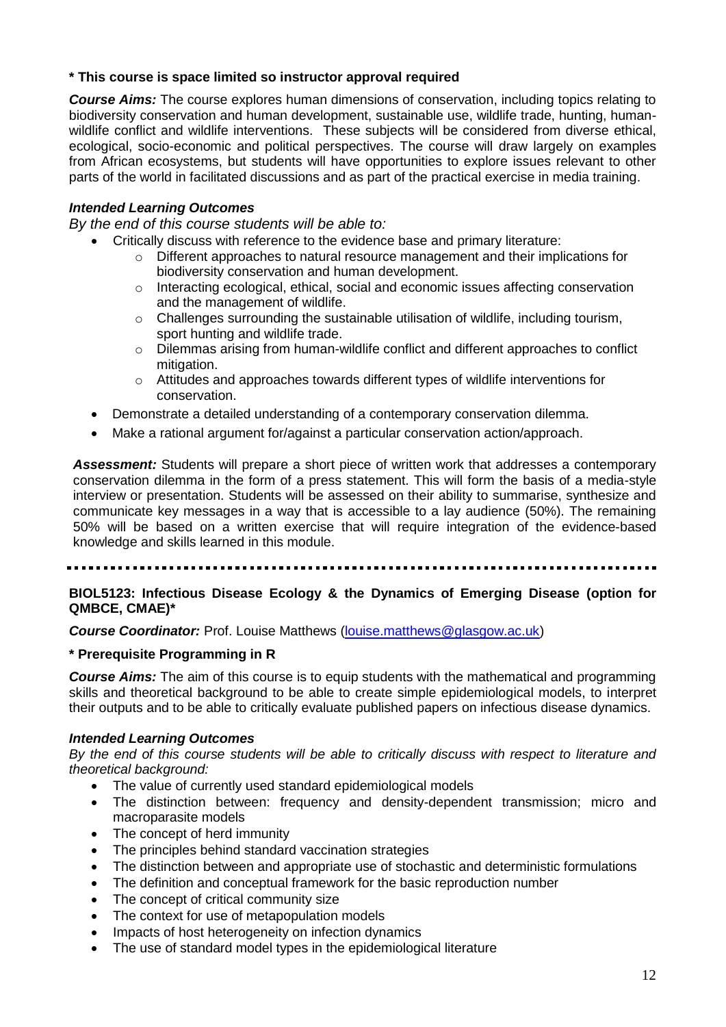**\* This course is space limited so instructor approval required**

***Course Aims:*** The course explores human dimensions of conservation, including topics relating to biodiversity conservation and human development, sustainable use, wildlife trade, hunting, human-wildlife conflict and wildlife interventions. These subjects will be considered from diverse ethical, ecological, socio-economic and political perspectives. The course will draw largely on examples from African ecosystems, but students will have opportunities to explore issues relevant to other parts of the world in facilitated discussions and as part of the practical exercise in media training.

***Intended Learning Outcomes***

*By the end of this course students will be able to:*

- Critically discuss with reference to the evidence base and primary literature:
    - Different approaches to natural resource management and their implications for biodiversity conservation and human development.
    - Interacting ecological, ethical, social and economic issues affecting conservation and the management of wildlife.
    - Challenges surrounding the sustainable utilisation of wildlife, including tourism, sport hunting and wildlife trade.
    - Dilemmas arising from human-wildlife conflict and different approaches to conflict mitigation.
    - Attitudes and approaches towards different types of wildlife interventions for conservation.
- Demonstrate a detailed understanding of a contemporary conservation dilemma.
- Make a rational argument for/against a particular conservation action/approach.

***Assessment:*** Students will prepare a short piece of written work that addresses a contemporary conservation dilemma in the form of a press statement. This will form the basis of a media-style interview or presentation. Students will be assessed on their ability to summarise, synthesize and communicate key messages in a way that is accessible to a lay audience (50%). The remaining 50% will be based on a written exercise that will require integration of the evidence-based knowledge and skills learned in this module.

---

**BIOL5123: Infectious Disease Ecology & the Dynamics of Emerging Disease (option for QMBCE, CMAE)\***

***Course Coordinator:*** Prof. Louise Matthews (louise.matthews@glasgow.ac.uk)

**\* Prerequisite Programming in R**

***Course Aims:*** The aim of this course is to equip students with the mathematical and programming skills and theoretical background to be able to create simple epidemiological models, to interpret their outputs and to be able to critically evaluate published papers on infectious disease dynamics.

***Intended Learning Outcomes***

*By the end of this course students will be able to critically discuss with respect to literature and theoretical background:*

- The value of currently used standard epidemiological models
- The distinction between: frequency and density-dependent transmission; micro and macroparasite models
- The concept of herd immunity
- The principles behind standard vaccination strategies
- The distinction between and appropriate use of stochastic and deterministic formulations
- The definition and conceptual framework for the basic reproduction number
- The concept of critical community size
- The context for use of metapopulation models
- Impacts of host heterogeneity on infection dynamics
- The use of standard model types in the epidemiological literature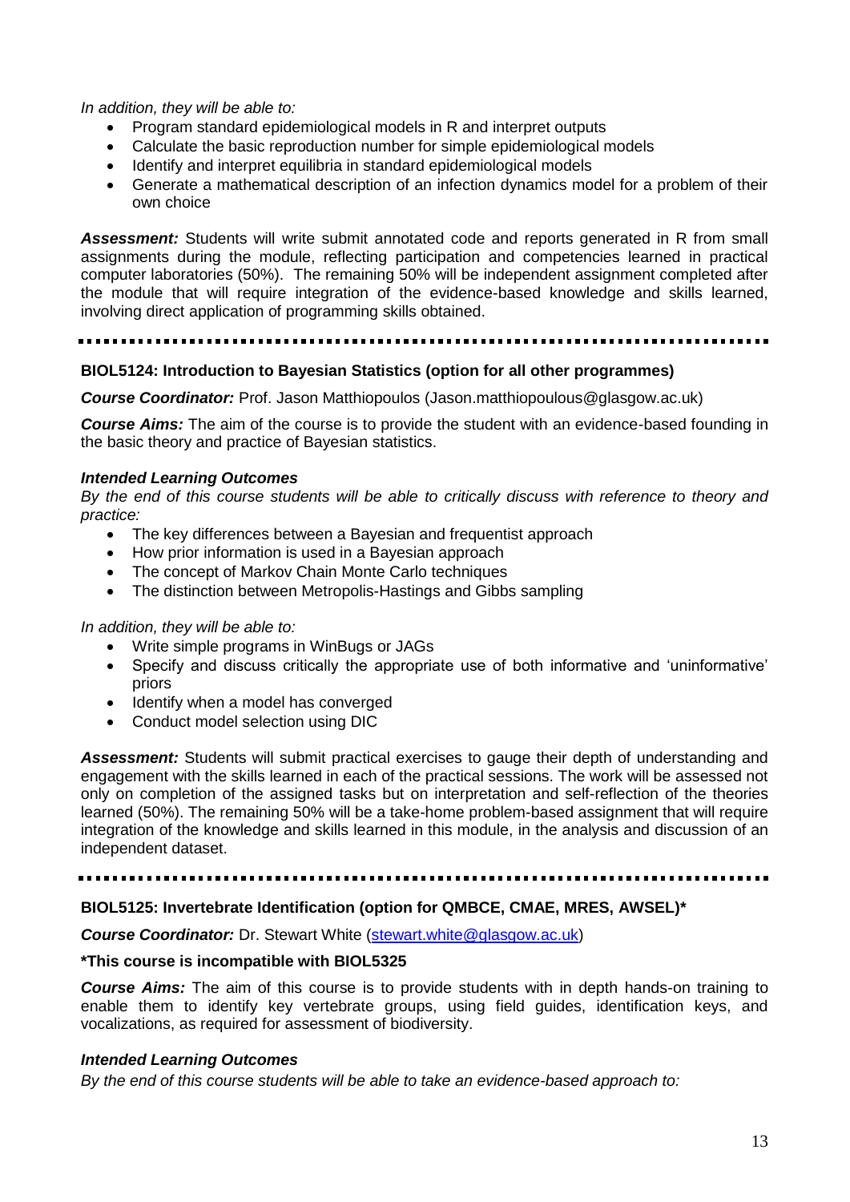*In addition, they will be able to:*

- Program standard epidemiological models in R and interpret outputs
- Calculate the basic reproduction number for simple epidemiological models
- Identify and interpret equilibria in standard epidemiological models
- Generate a mathematical description of an infection dynamics model for a problem of their own choice

***Assessment:*** Students will write submit annotated code and reports generated in R from small assignments during the module, reflecting participation and competencies learned in practical computer laboratories (50%). The remaining 50% will be independent assignment completed after the module that will require integration of the evidence-based knowledge and skills learned, involving direct application of programming skills obtained.

---

**BIOL5124: Introduction to Bayesian Statistics (option for all other programmes)**

***Course Coordinator:*** Prof. Jason Matthiopoulos (Jason.matthiopoulous@glasgow.ac.uk)

***Course Aims:*** The aim of the course is to provide the student with an evidence-based founding in the basic theory and practice of Bayesian statistics.

***Intended Learning Outcomes***

*By the end of this course students will be able to critically discuss with reference to theory and practice:*

- The key differences between a Bayesian and frequentist approach
- How prior information is used in a Bayesian approach
- The concept of Markov Chain Monte Carlo techniques
- The distinction between Metropolis-Hastings and Gibbs sampling

*In addition, they will be able to:*

- Write simple programs in WinBugs or JAGs
- Specify and discuss critically the appropriate use of both informative and 'uninformative' priors
- Identify when a model has converged
- Conduct model selection using DIC

***Assessment:*** Students will submit practical exercises to gauge their depth of understanding and engagement with the skills learned in each of the practical sessions. The work will be assessed not only on completion of the assigned tasks but on interpretation and self-reflection of the theories learned (50%). The remaining 50% will be a take-home problem-based assignment that will require integration of the knowledge and skills learned in this module, in the analysis and discussion of an independent dataset.

---

**BIOL5125: Invertebrate Identification (option for QMBCE, CMAE, MRES, AWSEL)***

***Course Coordinator:*** Dr. Stewart White (stewart.white@glasgow.ac.uk)

**\*This course is incompatible with BIOL5325**

***Course Aims:*** The aim of this course is to provide students with in depth hands-on training to enable them to identify key vertebrate groups, using field guides, identification keys, and vocalizations, as required for assessment of biodiversity.

***Intended Learning Outcomes***

*By the end of this course students will be able to take an evidence-based approach to:*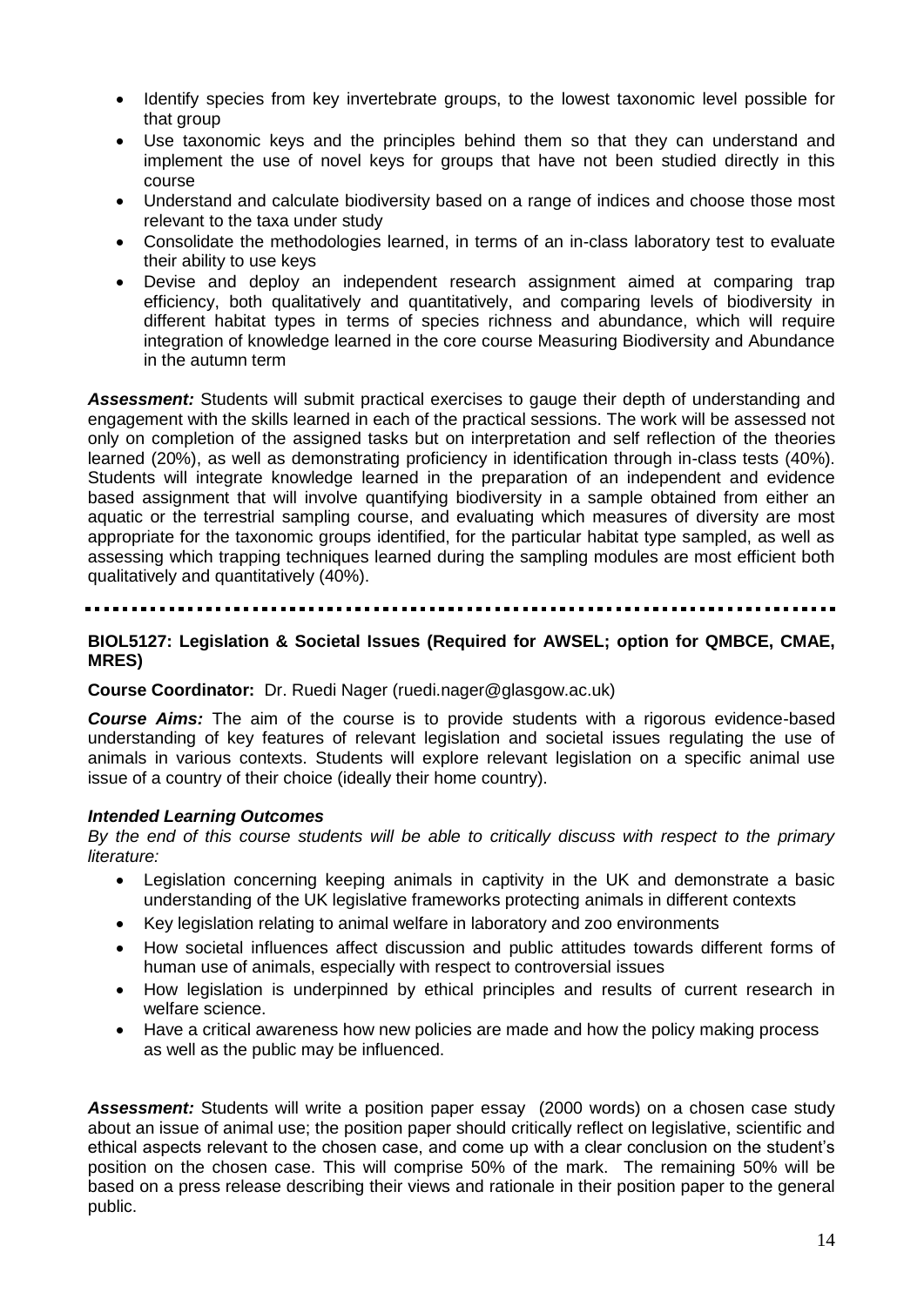- Identify species from key invertebrate groups, to the lowest taxonomic level possible for that group
- Use taxonomic keys and the principles behind them so that they can understand and implement the use of novel keys for groups that have not been studied directly in this course
- Understand and calculate biodiversity based on a range of indices and choose those most relevant to the taxa under study
- Consolidate the methodologies learned, in terms of an in-class laboratory test to evaluate their ability to use keys
- Devise and deploy an independent research assignment aimed at comparing trap efficiency, both qualitatively and quantitatively, and comparing levels of biodiversity in different habitat types in terms of species richness and abundance, which will require integration of knowledge learned in the core course Measuring Biodiversity and Abundance in the autumn term

***Assessment:*** Students will submit practical exercises to gauge their depth of understanding and engagement with the skills learned in each of the practical sessions. The work will be assessed not only on completion of the assigned tasks but on interpretation and self reflection of the theories learned (20%), as well as demonstrating proficiency in identification through in-class tests (40%). Students will integrate knowledge learned in the preparation of an independent and evidence based assignment that will involve quantifying biodiversity in a sample obtained from either an aquatic or the terrestrial sampling course, and evaluating which measures of diversity are most appropriate for the taxonomic groups identified, for the particular habitat type sampled, as well as assessing which trapping techniques learned during the sampling modules are most efficient both qualitatively and quantitatively (40%).

---

**BIOL5127: Legislation & Societal Issues (Required for AWSEL; option for QMBCE, CMAE, MRES)**

**Course Coordinator:** Dr. Ruedi Nager (ruedi.nager@glasgow.ac.uk)

***Course Aims:*** The aim of the course is to provide students with a rigorous evidence-based understanding of key features of relevant legislation and societal issues regulating the use of animals in various contexts. Students will explore relevant legislation on a specific animal use issue of a country of their choice (ideally their home country).

***Intended Learning Outcomes***

*By the end of this course students will be able to critically discuss with respect to the primary literature:*

- Legislation concerning keeping animals in captivity in the UK and demonstrate a basic understanding of the UK legislative frameworks protecting animals in different contexts
- Key legislation relating to animal welfare in laboratory and zoo environments
- How societal influences affect discussion and public attitudes towards different forms of human use of animals, especially with respect to controversial issues
- How legislation is underpinned by ethical principles and results of current research in welfare science.
- Have a critical awareness how new policies are made and how the policy making process as well as the public may be influenced.

***Assessment:*** Students will write a position paper essay (2000 words) on a chosen case study about an issue of animal use; the position paper should critically reflect on legislative, scientific and ethical aspects relevant to the chosen case, and come up with a clear conclusion on the student's position on the chosen case. This will comprise 50% of the mark. The remaining 50% will be based on a press release describing their views and rationale in their position paper to the general public.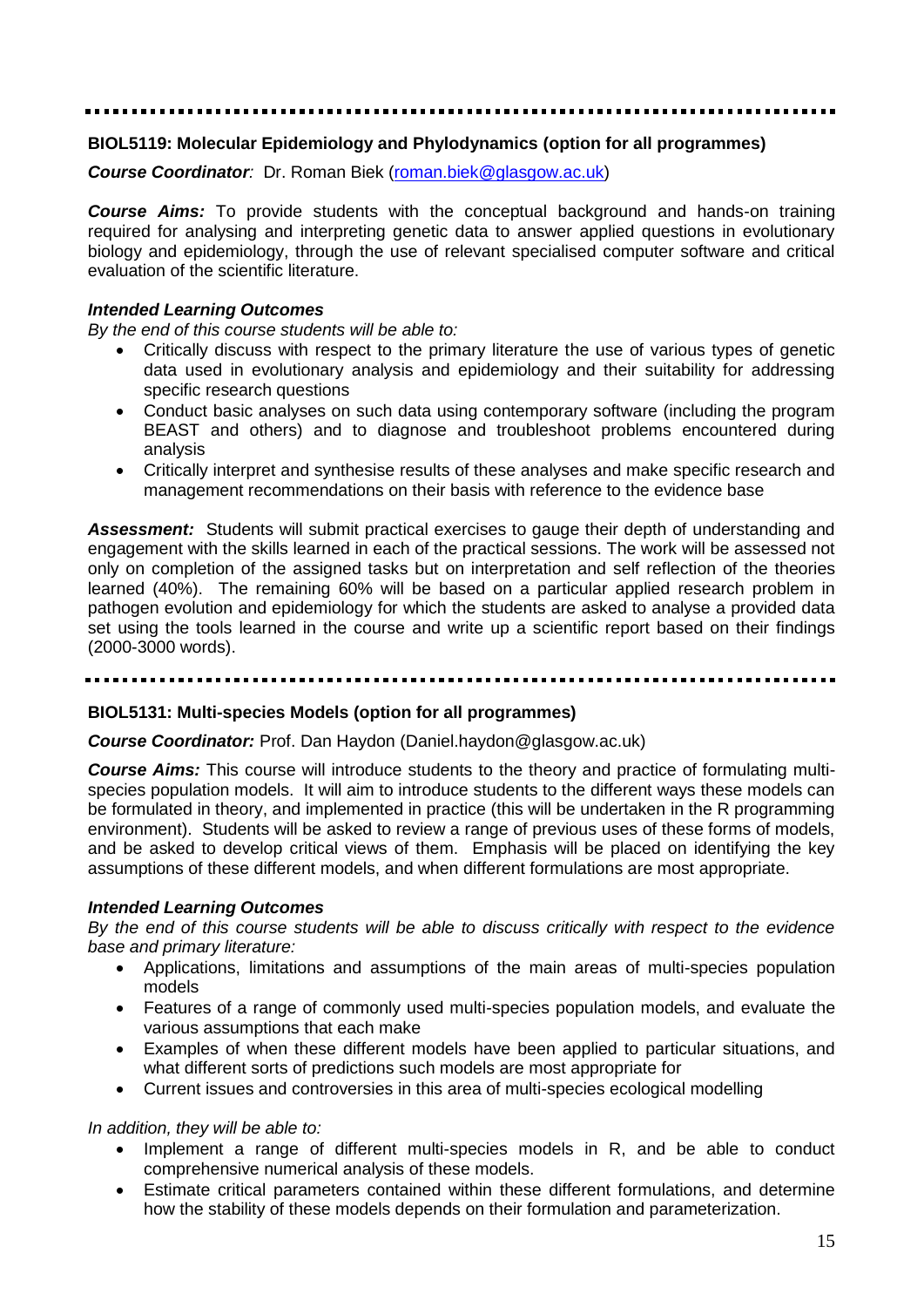### BIOL5119: Molecular Epidemiology and Phylodynamics (option for all programmes)

***Course Coordinator**:* Dr. Roman Biek (roman.biek@glasgow.ac.uk)

***Course Aims:*** To provide students with the conceptual background and hands-on training required for analysing and interpreting genetic data to answer applied questions in evolutionary biology and epidemiology, through the use of relevant specialised computer software and critical evaluation of the scientific literature.

***Intended Learning Outcomes***

*By the end of this course students will be able to:*

- Critically discuss with respect to the primary literature the use of various types of genetic data used in evolutionary analysis and epidemiology and their suitability for addressing specific research questions
- Conduct basic analyses on such data using contemporary software (including the program BEAST and others) and to diagnose and troubleshoot problems encountered during analysis
- Critically interpret and synthesise results of these analyses and make specific research and management recommendations on their basis with reference to the evidence base

***Assessment:*** Students will submit practical exercises to gauge their depth of understanding and engagement with the skills learned in each of the practical sessions. The work will be assessed not only on completion of the assigned tasks but on interpretation and self reflection of the theories learned (40%). The remaining 60% will be based on a particular applied research problem in pathogen evolution and epidemiology for which the students are asked to analyse a provided data set using the tools learned in the course and write up a scientific report based on their findings (2000-3000 words).

### BIOL5131: Multi-species Models (option for all programmes)

***Course Coordinator:*** Prof. Dan Haydon (Daniel.haydon@glasgow.ac.uk)

***Course Aims:*** This course will introduce students to the theory and practice of formulating multi-species population models. It will aim to introduce students to the different ways these models can be formulated in theory, and implemented in practice (this will be undertaken in the R programming environment). Students will be asked to review a range of previous uses of these forms of models, and be asked to develop critical views of them. Emphasis will be placed on identifying the key assumptions of these different models, and when different formulations are most appropriate.

***Intended Learning Outcomes***

*By the end of this course students will be able to discuss critically with respect to the evidence base and primary literature:*

- Applications, limitations and assumptions of the main areas of multi-species population models
- Features of a range of commonly used multi-species population models, and evaluate the various assumptions that each make
- Examples of when these different models have been applied to particular situations, and what different sorts of predictions such models are most appropriate for
- Current issues and controversies in this area of multi-species ecological modelling

*In addition, they will be able to:*

- Implement a range of different multi-species models in R, and be able to conduct comprehensive numerical analysis of these models.
- Estimate critical parameters contained within these different formulations, and determine how the stability of these models depends on their formulation and parameterization.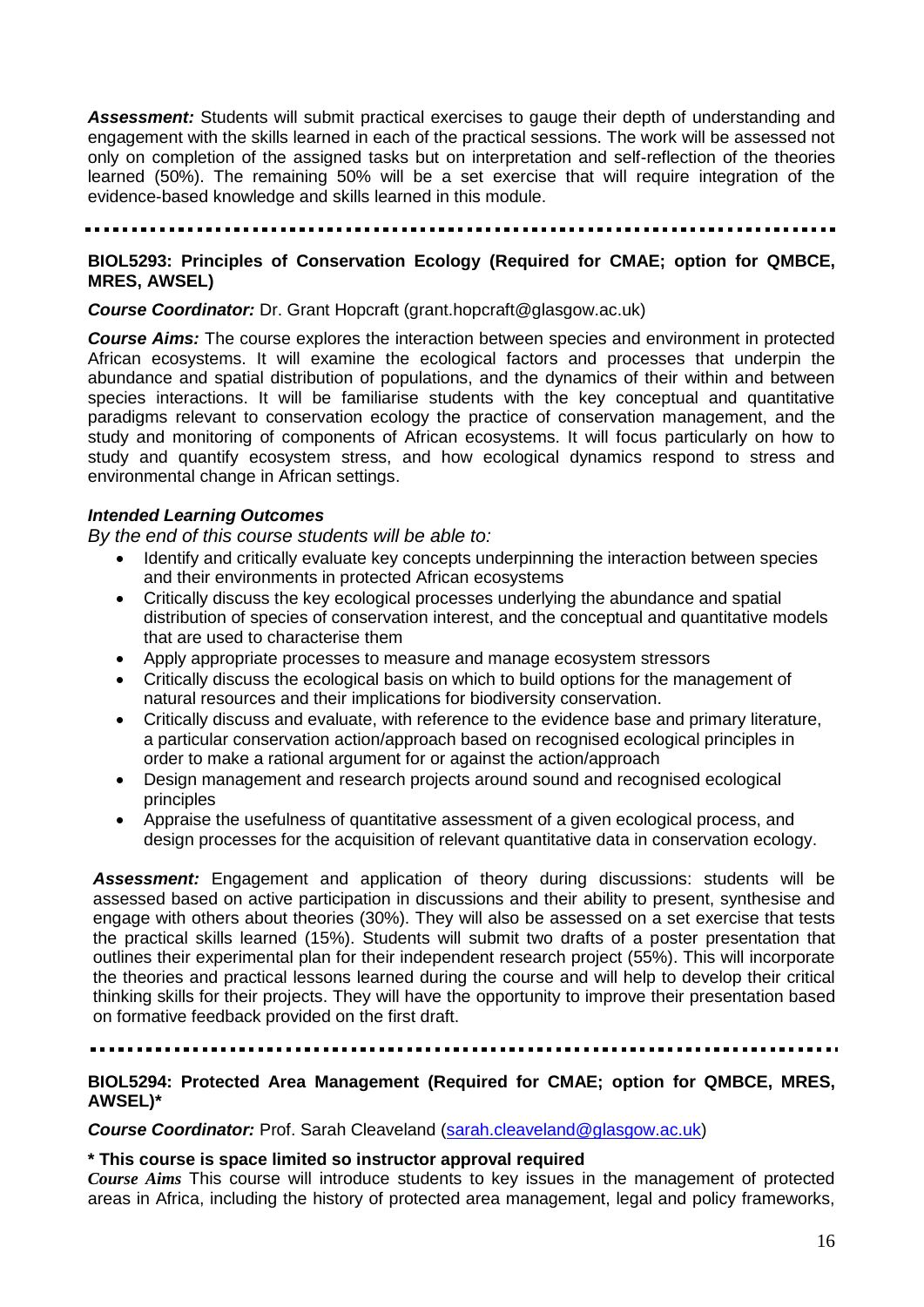***Assessment:*** Students will submit practical exercises to gauge their depth of understanding and engagement with the skills learned in each of the practical sessions. The work will be assessed not only on completion of the assigned tasks but on interpretation and self-reflection of the theories learned (50%). The remaining 50% will be a set exercise that will require integration of the evidence-based knowledge and skills learned in this module.

---

**BIOL5293: Principles of Conservation Ecology (Required for CMAE; option for QMBCE, MRES, AWSEL)**

***Course Coordinator:*** Dr. Grant Hopcraft (grant.hopcraft@glasgow.ac.uk)

***Course Aims:*** The course explores the interaction between species and environment in protected African ecosystems. It will examine the ecological factors and processes that underpin the abundance and spatial distribution of populations, and the dynamics of their within and between species interactions. It will be familiarise students with the key conceptual and quantitative paradigms relevant to conservation ecology the practice of conservation management, and the study and monitoring of components of African ecosystems. It will focus particularly on how to study and quantify ecosystem stress, and how ecological dynamics respond to stress and environmental change in African settings.

***Intended Learning Outcomes***

*By the end of this course students will be able to:*

- Identify and critically evaluate key concepts underpinning the interaction between species and their environments in protected African ecosystems
- Critically discuss the key ecological processes underlying the abundance and spatial distribution of species of conservation interest, and the conceptual and quantitative models that are used to characterise them
- Apply appropriate processes to measure and manage ecosystem stressors
- Critically discuss the ecological basis on which to build options for the management of natural resources and their implications for biodiversity conservation.
- Critically discuss and evaluate, with reference to the evidence base and primary literature, a particular conservation action/approach based on recognised ecological principles in order to make a rational argument for or against the action/approach
- Design management and research projects around sound and recognised ecological principles
- Appraise the usefulness of quantitative assessment of a given ecological process, and design processes for the acquisition of relevant quantitative data in conservation ecology.

***Assessment:*** Engagement and application of theory during discussions: students will be assessed based on active participation in discussions and their ability to present, synthesise and engage with others about theories (30%). They will also be assessed on a set exercise that tests the practical skills learned (15%). Students will submit two drafts of a poster presentation that outlines their experimental plan for their independent research project (55%). This will incorporate the theories and practical lessons learned during the course and will help to develop their critical thinking skills for their projects. They will have the opportunity to improve their presentation based on formative feedback provided on the first draft.

---

**BIOL5294: Protected Area Management (Required for CMAE; option for QMBCE, MRES, AWSEL)***

***Course Coordinator:*** Prof. Sarah Cleaveland (sarah.cleaveland@glasgow.ac.uk)

**\* This course is space limited so instructor approval required**

***Course Aims*** This course will introduce students to key issues in the management of protected areas in Africa, including the history of protected area management, legal and policy frameworks,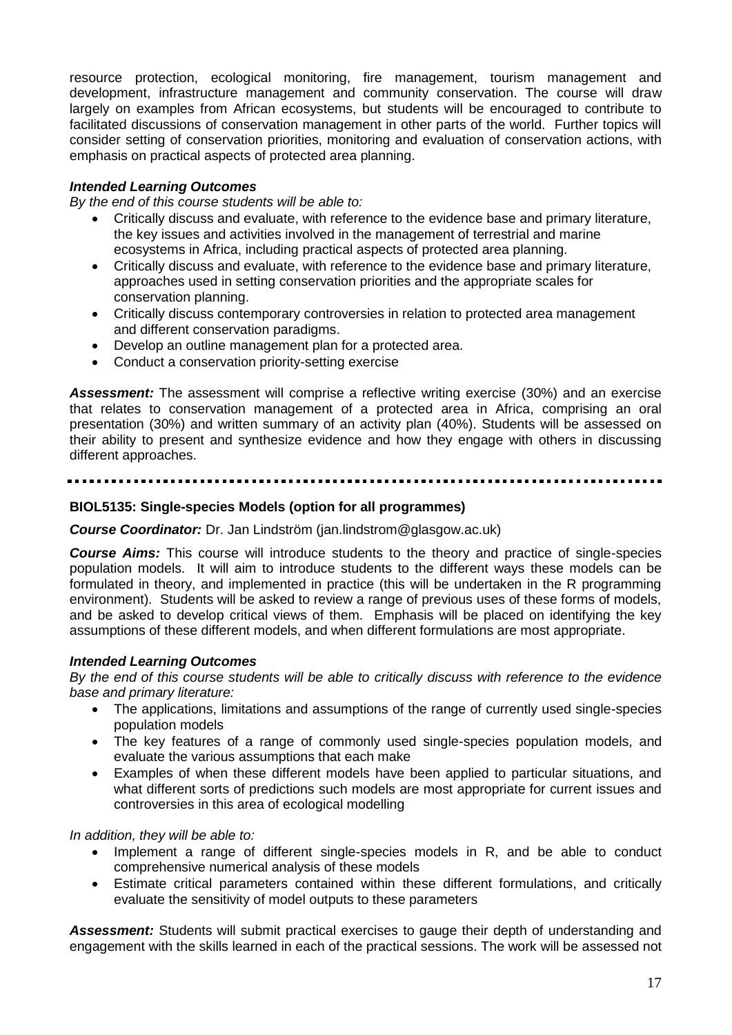resource protection, ecological monitoring, fire management, tourism management and development, infrastructure management and community conservation. The course will draw largely on examples from African ecosystems, but students will be encouraged to contribute to facilitated discussions of conservation management in other parts of the world. Further topics will consider setting of conservation priorities, monitoring and evaluation of conservation actions, with emphasis on practical aspects of protected area planning.

***Intended Learning Outcomes***

*By the end of this course students will be able to:*

- Critically discuss and evaluate, with reference to the evidence base and primary literature, the key issues and activities involved in the management of terrestrial and marine ecosystems in Africa, including practical aspects of protected area planning.
- Critically discuss and evaluate, with reference to the evidence base and primary literature, approaches used in setting conservation priorities and the appropriate scales for conservation planning.
- Critically discuss contemporary controversies in relation to protected area management and different conservation paradigms.
- Develop an outline management plan for a protected area.
- Conduct a conservation priority-setting exercise

***Assessment:*** The assessment will comprise a reflective writing exercise (30%) and an exercise that relates to conservation management of a protected area in Africa, comprising an oral presentation (30%) and written summary of an activity plan (40%). Students will be assessed on their ability to present and synthesize evidence and how they engage with others in discussing different approaches.

---

**BIOL5135: Single-species Models (option for all programmes)**

***Course Coordinator:*** Dr. Jan Lindström (jan.lindstrom@glasgow.ac.uk)

***Course Aims:*** This course will introduce students to the theory and practice of single-species population models. It will aim to introduce students to the different ways these models can be formulated in theory, and implemented in practice (this will be undertaken in the R programming environment). Students will be asked to review a range of previous uses of these forms of models, and be asked to develop critical views of them. Emphasis will be placed on identifying the key assumptions of these different models, and when different formulations are most appropriate.

***Intended Learning Outcomes***

*By the end of this course students will be able to critically discuss with reference to the evidence base and primary literature:*

- The applications, limitations and assumptions of the range of currently used single-species population models
- The key features of a range of commonly used single-species population models, and evaluate the various assumptions that each make
- Examples of when these different models have been applied to particular situations, and what different sorts of predictions such models are most appropriate for current issues and controversies in this area of ecological modelling

*In addition, they will be able to:*

- Implement a range of different single-species models in R, and be able to conduct comprehensive numerical analysis of these models
- Estimate critical parameters contained within these different formulations, and critically evaluate the sensitivity of model outputs to these parameters

***Assessment:*** Students will submit practical exercises to gauge their depth of understanding and engagement with the skills learned in each of the practical sessions. The work will be assessed not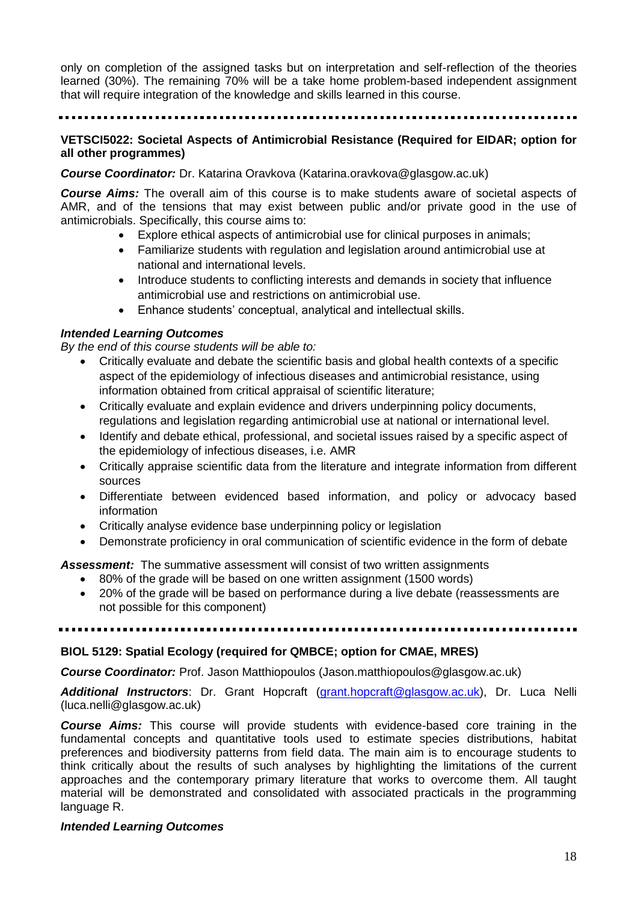only on completion of the assigned tasks but on interpretation and self-reflection of the theories learned (30%). The remaining 70% will be a take home problem-based independent assignment that will require integration of the knowledge and skills learned in this course.

---

### VETSCI5022: Societal Aspects of Antimicrobial Resistance (Required for EIDAR; option for all other programmes)

***Course Coordinator:*** Dr. Katarina Oravkova (Katarina.oravkova@glasgow.ac.uk)

***Course Aims:*** The overall aim of this course is to make students aware of societal aspects of AMR, and of the tensions that may exist between public and/or private good in the use of antimicrobials. Specifically, this course aims to:

- Explore ethical aspects of antimicrobial use for clinical purposes in animals;
- Familiarize students with regulation and legislation around antimicrobial use at national and international levels.
- Introduce students to conflicting interests and demands in society that influence antimicrobial use and restrictions on antimicrobial use.
- Enhance students' conceptual, analytical and intellectual skills.

***Intended Learning Outcomes***

*By the end of this course students will be able to:*

- Critically evaluate and debate the scientific basis and global health contexts of a specific aspect of the epidemiology of infectious diseases and antimicrobial resistance, using information obtained from critical appraisal of scientific literature;
- Critically evaluate and explain evidence and drivers underpinning policy documents, regulations and legislation regarding antimicrobial use at national or international level.
- Identify and debate ethical, professional, and societal issues raised by a specific aspect of the epidemiology of infectious diseases, i.e. AMR
- Critically appraise scientific data from the literature and integrate information from different sources
- Differentiate between evidenced based information, and policy or advocacy based information
- Critically analyse evidence base underpinning policy or legislation
- Demonstrate proficiency in oral communication of scientific evidence in the form of debate

***Assessment:*** The summative assessment will consist of two written assignments

- 80% of the grade will be based on one written assignment (1500 words)
- 20% of the grade will be based on performance during a live debate (reassessments are not possible for this component)

---

### BIOL 5129: Spatial Ecology (required for QMBCE; option for CMAE, MRES)

***Course Coordinator:*** Prof. Jason Matthiopoulos (Jason.matthiopoulos@glasgow.ac.uk)

***Additional Instructors***: Dr. Grant Hopcraft (grant.hopcraft@glasgow.ac.uk), Dr. Luca Nelli (luca.nelli@glasgow.ac.uk)

***Course Aims:*** This course will provide students with evidence-based core training in the fundamental concepts and quantitative tools used to estimate species distributions, habitat preferences and biodiversity patterns from field data. The main aim is to encourage students to think critically about the results of such analyses by highlighting the limitations of the current approaches and the contemporary primary literature that works to overcome them. All taught material will be demonstrated and consolidated with associated practicals in the programming language R.

***Intended Learning Outcomes***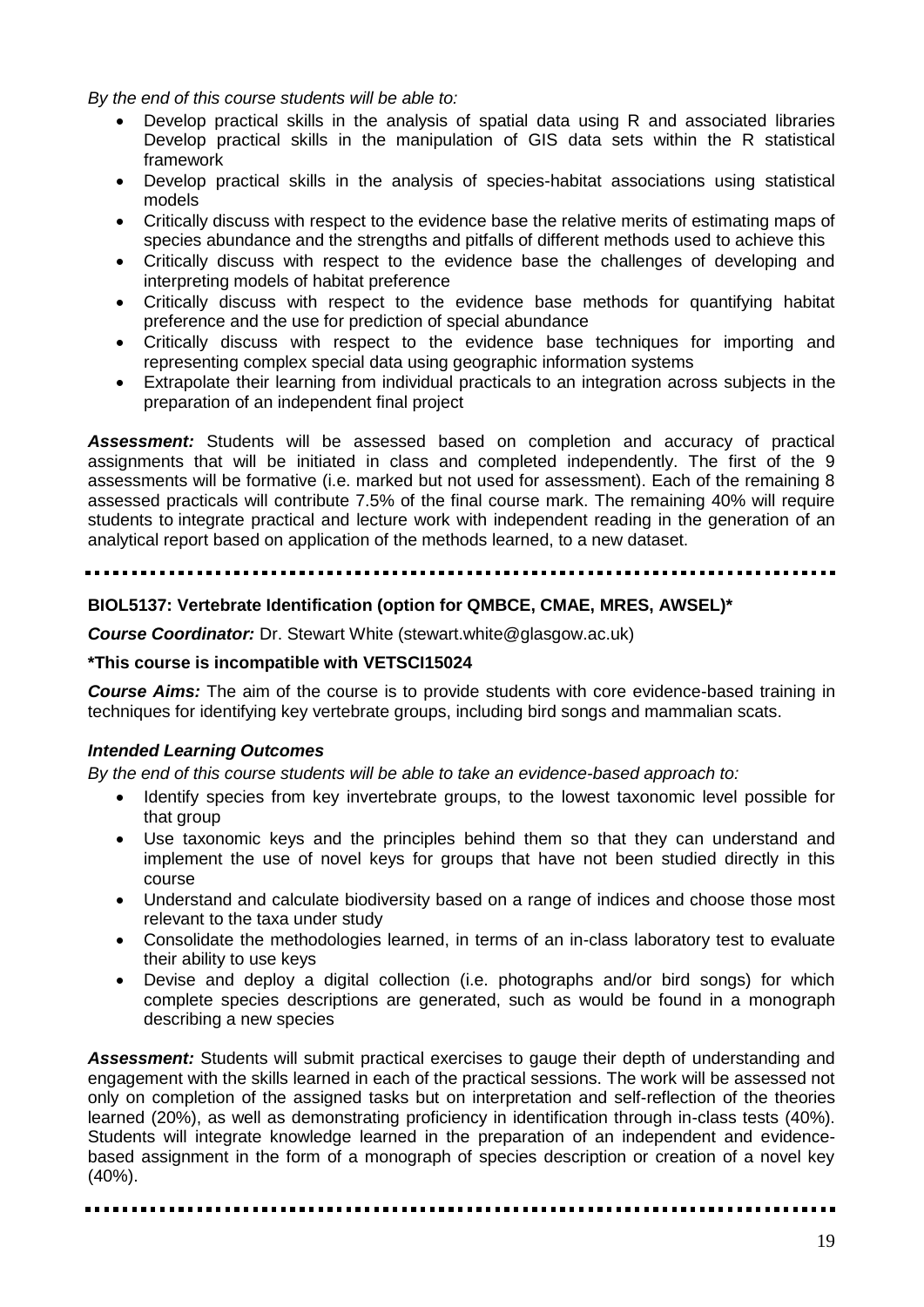*By the end of this course students will be able to:*

- Develop practical skills in the analysis of spatial data using R and associated libraries Develop practical skills in the manipulation of GIS data sets within the R statistical framework
- Develop practical skills in the analysis of species-habitat associations using statistical models
- Critically discuss with respect to the evidence base the relative merits of estimating maps of species abundance and the strengths and pitfalls of different methods used to achieve this
- Critically discuss with respect to the evidence base the challenges of developing and interpreting models of habitat preference
- Critically discuss with respect to the evidence base methods for quantifying habitat preference and the use for prediction of special abundance
- Critically discuss with respect to the evidence base techniques for importing and representing complex special data using geographic information systems
- Extrapolate their learning from individual practicals to an integration across subjects in the preparation of an independent final project

***Assessment:*** Students will be assessed based on completion and accuracy of practical assignments that will be initiated in class and completed independently. The first of the 9 assessments will be formative (i.e. marked but not used for assessment). Each of the remaining 8 assessed practicals will contribute 7.5% of the final course mark. The remaining 40% will require students to integrate practical and lecture work with independent reading in the generation of an analytical report based on application of the methods learned, to a new dataset.

---

### BIOL5137: Vertebrate Identification (option for QMBCE, CMAE, MRES, AWSEL)*

***Course Coordinator:*** Dr. Stewart White (stewart.white@glasgow.ac.uk)

**\*This course is incompatible with VETSCI15024**

***Course Aims:*** The aim of the course is to provide students with core evidence-based training in techniques for identifying key vertebrate groups, including bird songs and mammalian scats.

#### *Intended Learning Outcomes*

*By the end of this course students will be able to take an evidence-based approach to:*

- Identify species from key invertebrate groups, to the lowest taxonomic level possible for that group
- Use taxonomic keys and the principles behind them so that they can understand and implement the use of novel keys for groups that have not been studied directly in this course
- Understand and calculate biodiversity based on a range of indices and choose those most relevant to the taxa under study
- Consolidate the methodologies learned, in terms of an in-class laboratory test to evaluate their ability to use keys
- Devise and deploy a digital collection (i.e. photographs and/or bird songs) for which complete species descriptions are generated, such as would be found in a monograph describing a new species

***Assessment:*** Students will submit practical exercises to gauge their depth of understanding and engagement with the skills learned in each of the practical sessions. The work will be assessed not only on completion of the assigned tasks but on interpretation and self-reflection of the theories learned (20%), as well as demonstrating proficiency in identification through in-class tests (40%). Students will integrate knowledge learned in the preparation of an independent and evidence-based assignment in the form of a monograph of species description or creation of a novel key (40%).

---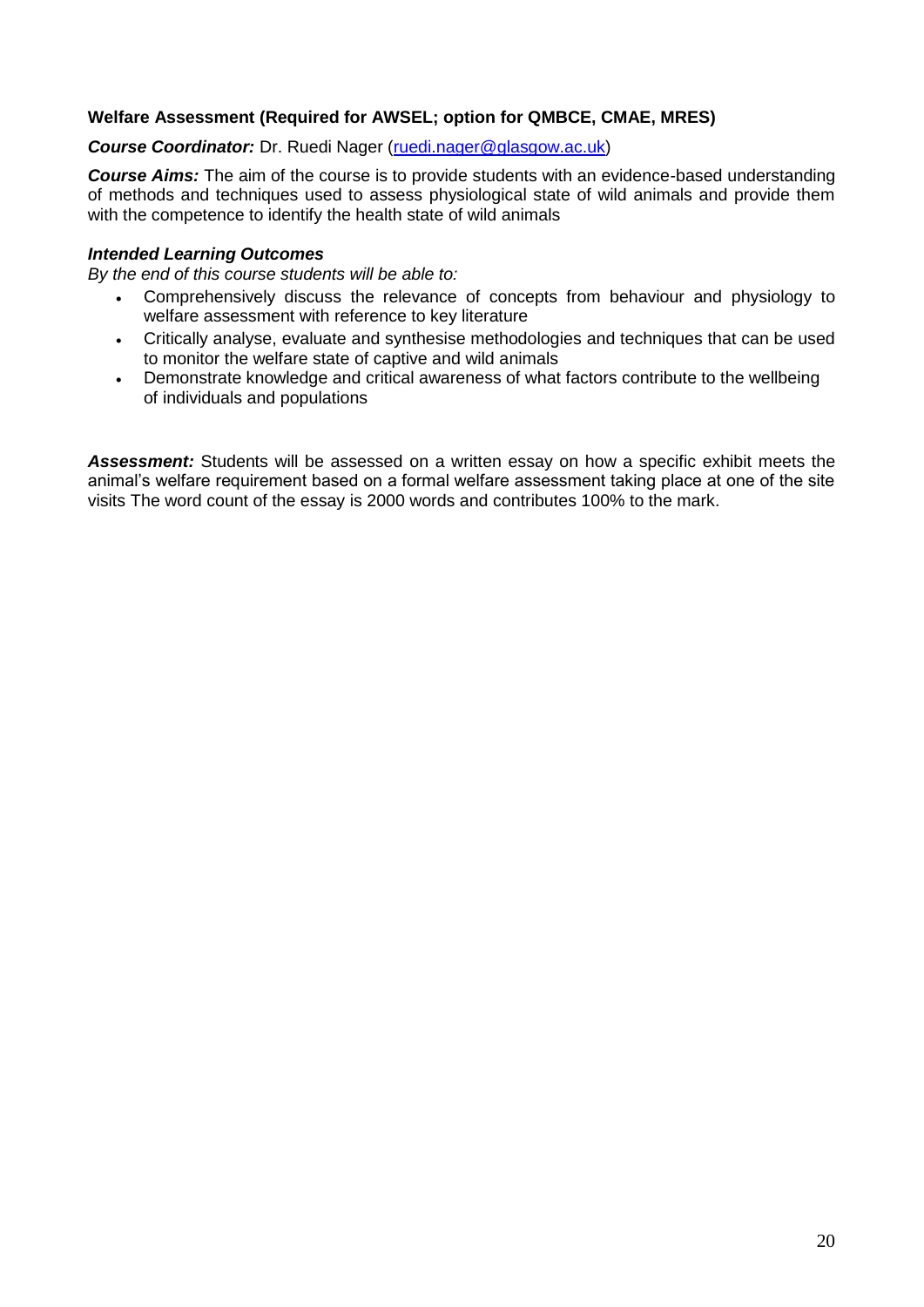**Welfare Assessment (Required for AWSEL; option for QMBCE, CMAE, MRES)**

***Course Coordinator:*** Dr. Ruedi Nager (ruedi.nager@glasgow.ac.uk)

***Course Aims:*** The aim of the course is to provide students with an evidence-based understanding of methods and techniques used to assess physiological state of wild animals and provide them with the competence to identify the health state of wild animals

***Intended Learning Outcomes***

*By the end of this course students will be able to:*

- Comprehensively discuss the relevance of concepts from behaviour and physiology to welfare assessment with reference to key literature
- Critically analyse, evaluate and synthesise methodologies and techniques that can be used to monitor the welfare state of captive and wild animals
- Demonstrate knowledge and critical awareness of what factors contribute to the wellbeing of individuals and populations

***Assessment:*** Students will be assessed on a written essay on how a specific exhibit meets the animal's welfare requirement based on a formal welfare assessment taking place at one of the site visits The word count of the essay is 2000 words and contributes 100% to the mark.